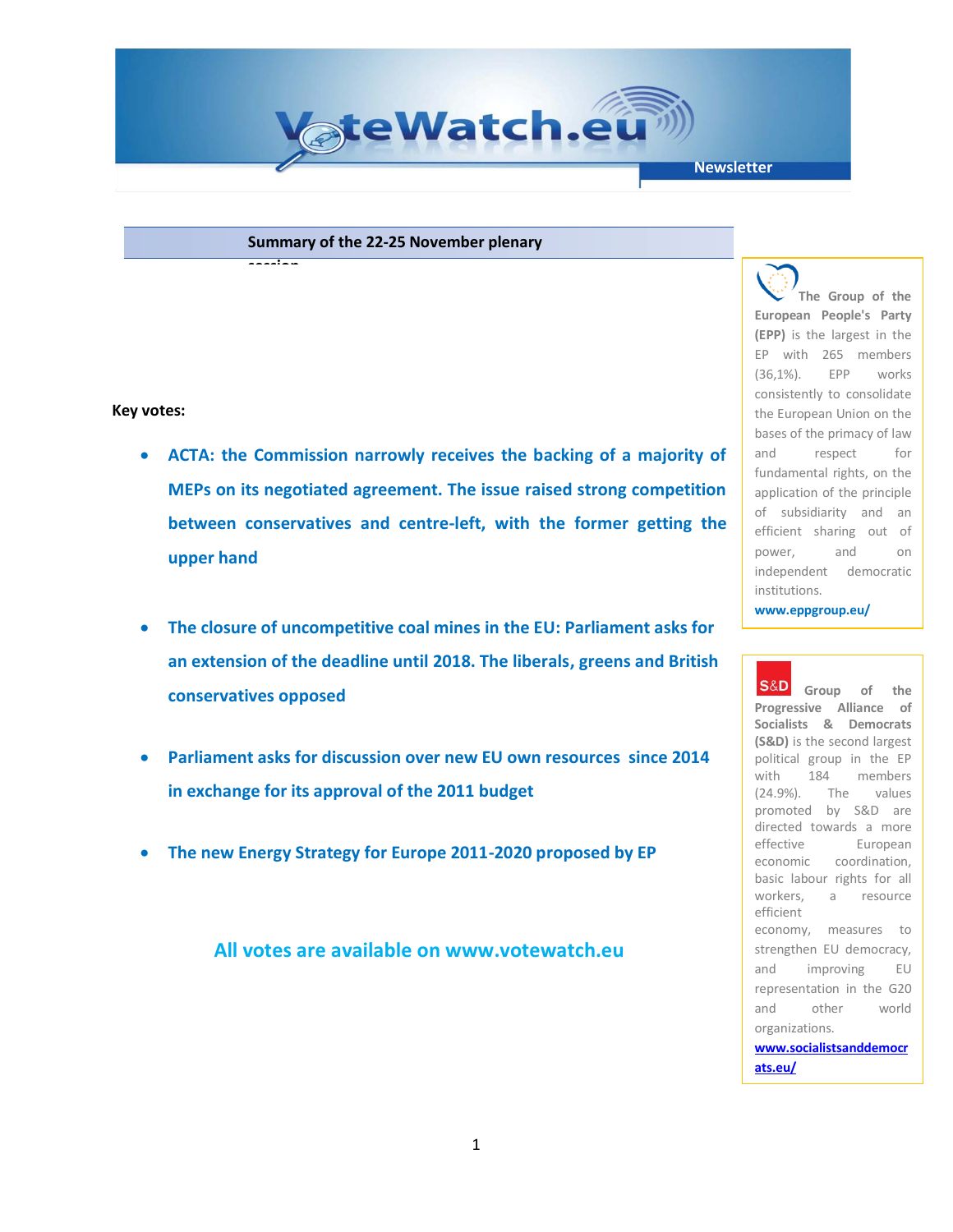VoteWatch.eu Newsletter

## Summary of the 22-25 November plenary session

**Key votes:**

- **ACTA: the Commission narrowly receives the backing of a majority of MEPs on its negotiated agreement. The issue raised strong competition between conservatives and centre-left, with the former getting the upper hand**
- **The closure of uncompetitive coal mines in the EU: Parliament asks for an extension of the deadline until 2018. The liberals, greens and British conservatives opposed**
- **Parliament asks for discussion over new EU own resources since 2014 in exchange for its approval of the 2011 budget**
- **The new Energy Strategy for Europe 2011-2020 proposed by EP**

**All votes are available on www.votewatch.eu**

---

**The Group of the European People's Party (EPP)** is the largest in the EP with 265 members (36,1%). EPP works consistently to consolidate the European Union on the bases of the primacy of law and respect for fundamental rights, on the application of the principle of subsidiarity and an efficient sharing out of power, and on independent democratic institutions.

www.eppgroup.eu/

---

S&D **Group of the Progressive Alliance of Socialists & Democrats (S&D)** is the second largest political group in the EP with 184 members (24.9%). The values promoted by S&D are directed towards a more effective European economic coordination, basic labour rights for all workers, a resource efficient economy, measures to strengthen EU democracy, and improving EU representation in the G20 and other world organizations.

www.socialistsanddemocrats.eu/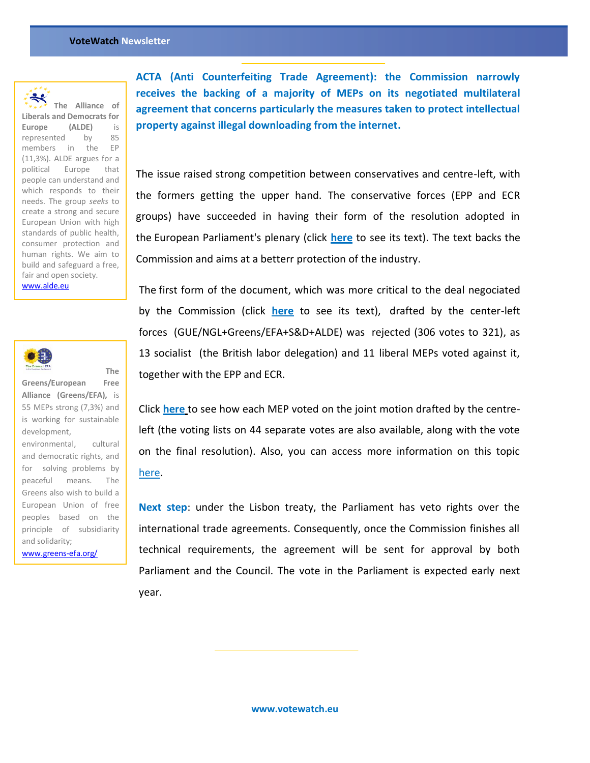**The Alliance of Liberals and Democrats for Europe (ALDE)** is represented by 85 members in the EP (11,3%). ALDE argues for a political Europe that people can understand and which responds to their needs. The group *seeks* to create a strong and secure European Union with high standards of public health, consumer protection and human rights. We aim to build and safeguard a free, fair and open society.
[www.alde.eu](http://www.alde.eu)

**The Greens/European Free Alliance (Greens/EFA),** is 55 MEPs strong (7,3%) and is working for sustainable development, environmental, cultural and democratic rights, and for solving problems by peaceful means. The Greens also wish to build a European Union of free peoples based on the principle of subsidiarity and solidarity;
[www.greens-efa.org/](http://www.greens-efa.org/)

## ACTA (Anti Counterfeiting Trade Agreement): the Commission narrowly receives the backing of a majority of MEPs on its negotiated multilateral agreement that concerns particularly the measures taken to protect intellectual property against illegal downloading from the internet.

The issue raised strong competition between conservatives and centre-left, with the formers getting the upper hand. The conservative forces (EPP and ECR groups) have succeeded in having their form of the resolution adopted in the European Parliament's plenary (click **here** to see its text). The text backs the Commission and aims at a betterr protection of the industry.

The first form of the document, which was more critical to the deal negociated by the Commission (click **here** to see its text), drafted by the center-left forces (GUE/NGL+Greens/EFA+S&D+ALDE) was rejected (306 votes to 321), as 13 socialist (the British labor delegation) and 11 liberal MEPs voted against it, together with the EPP and ECR.

Click **here** to see how each MEP voted on the joint motion drafted by the centre-left (the voting lists on 44 separate votes are also available, along with the vote on the final resolution). Also, you can access more information on this topic here.

**Next step**: under the Lisbon treaty, the Parliament has veto rights over the international trade agreements. Consequently, once the Commission finishes all technical requirements, the agreement will be sent for approval by both Parliament and the Council. The vote in the Parliament is expected early next year.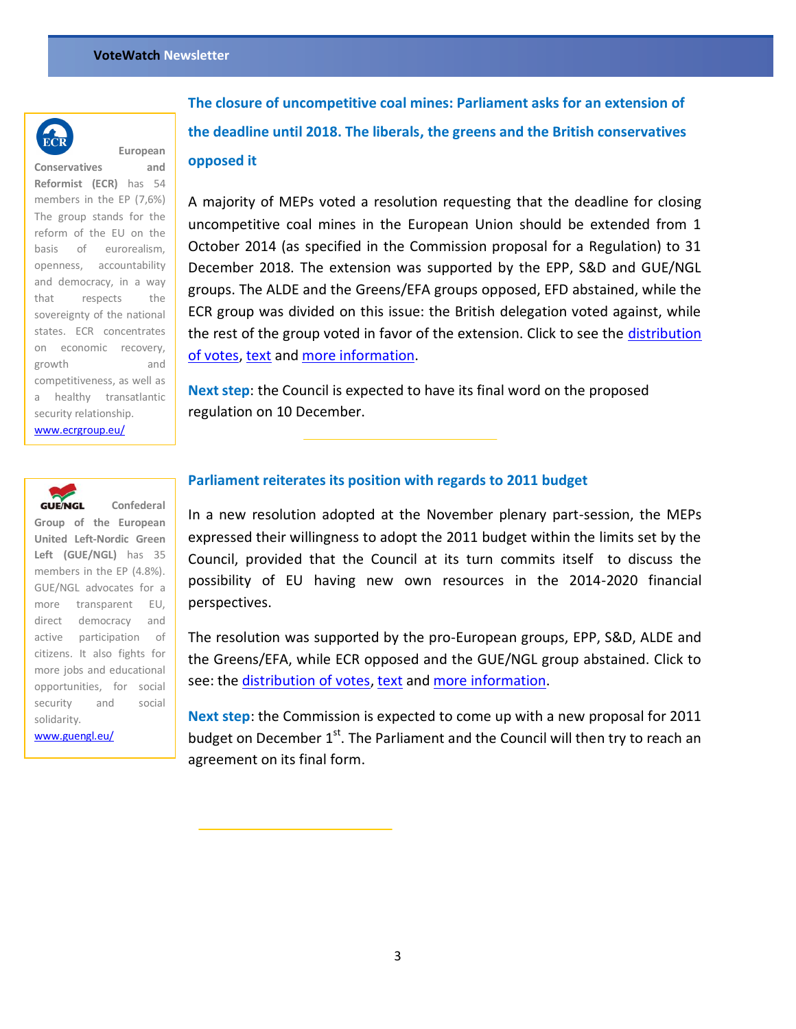**European Conservatives and Reformist (ECR)** has 54 members in the EP (7,6%) The group stands for the reform of the EU on the basis of eurorealism, openness, accountability and democracy, in a way that respects the sovereignty of the national states. ECR concentrates on economic recovery, growth and competitiveness, as well as a healthy transatlantic security relationship.

www.ecrgroup.eu/

## The closure of uncompetitive coal mines: Parliament asks for an extension of the deadline until 2018. The liberals, the greens and the British conservatives opposed it

A majority of MEPs voted a resolution requesting that the deadline for closing uncompetitive coal mines in the European Union should be extended from 1 October 2014 (as specified in the Commission proposal for a Regulation) to 31 December 2018. The extension was supported by the EPP, S&D and GUE/NGL groups. The ALDE and the Greens/EFA groups opposed, EFD abstained, while the ECR group was divided on this issue: the British delegation voted against, while the rest of the group voted in favor of the extension. Click to see the distribution of votes, text and more information.

**Next step**: the Council is expected to have its final word on the proposed regulation on 10 December.

---

**Confederal Group of the European United Left-Nordic Green Left (GUE/NGL)** has 35 members in the EP (4.8%). GUE/NGL advocates for a more transparent EU, direct democracy and active participation of citizens. It also fights for more jobs and educational opportunities, for social security and social solidarity.

www.guengl.eu/

## Parliament reiterates its position with regards to 2011 budget

In a new resolution adopted at the November plenary part-session, the MEPs expressed their willingness to adopt the 2011 budget within the limits set by the Council, provided that the Council at its turn commits itself to discuss the possibility of EU having new own resources in the 2014-2020 financial perspectives.

The resolution was supported by the pro-European groups, EPP, S&D, ALDE and the Greens/EFA, while ECR opposed and the GUE/NGL group abstained. Click to see: the distribution of votes, text and more information.

**Next step**: the Commission is expected to come up with a new proposal for 2011 budget on December 1st. The Parliament and the Council will then try to reach an agreement on its final form.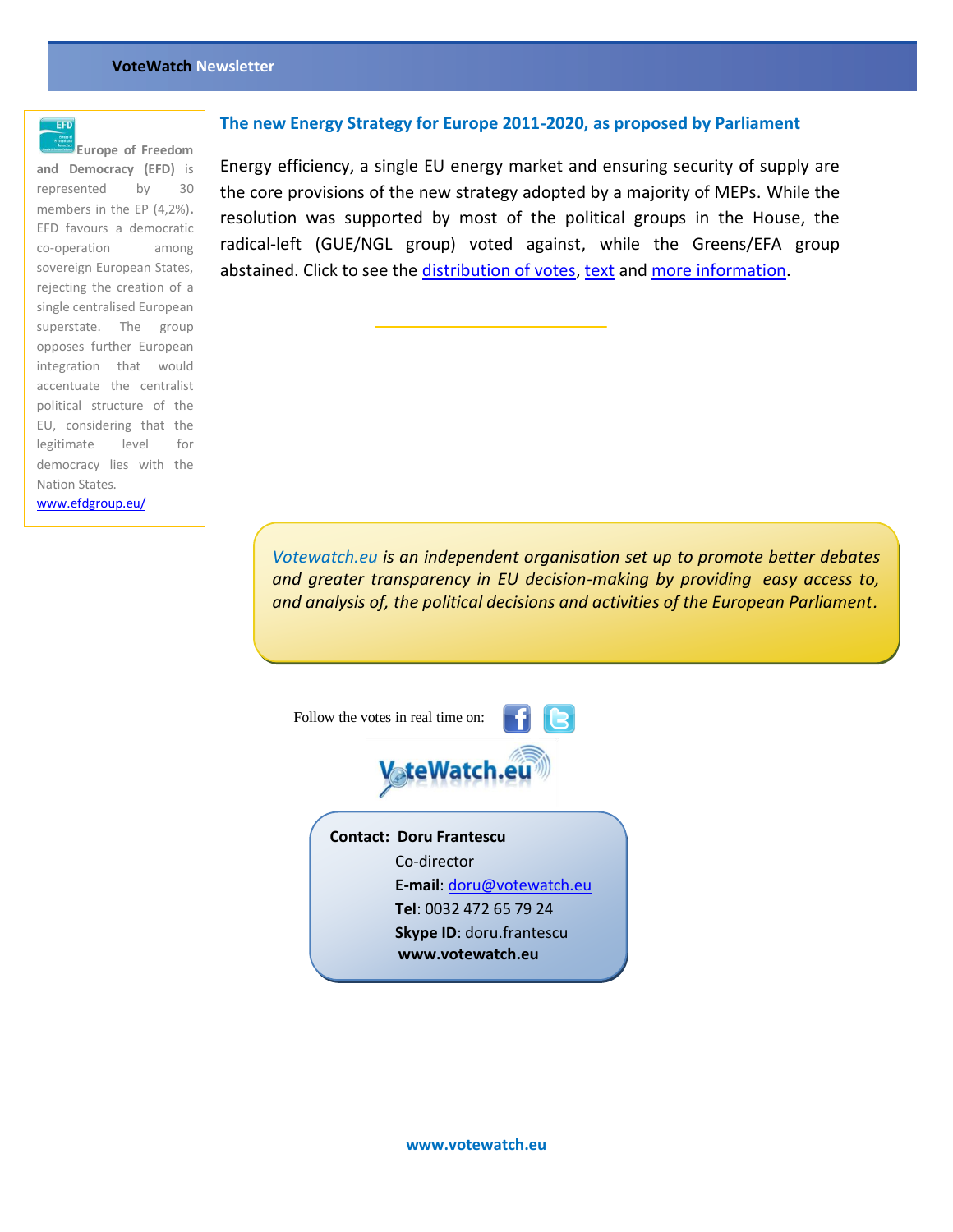**Europe of Freedom and Democracy (EFD)** is represented by 30 members in the EP (4,2%). EFD favours a democratic co-operation among sovereign European States, rejecting the creation of a single centralised European superstate. The group opposes further European integration that would accentuate the centralist political structure of the EU, considering that the legitimate level for democracy lies with the Nation States.
www.efdgroup.eu/

## The new Energy Strategy for Europe 2011-2020, as proposed by Parliament

Energy efficiency, a single EU energy market and ensuring security of supply are the core provisions of the new strategy adopted by a majority of MEPs. While the resolution was supported by most of the political groups in the House, the radical-left (GUE/NGL group) voted against, while the Greens/EFA group abstained. Click to see the distribution of votes, text and more information.

*Votewatch.eu is an independent organisation set up to promote better debates and greater transparency in EU decision-making by providing easy access to, and analysis of, the political decisions and activities of the European Parliament.*

Follow the votes in real time on:

**Contact: Doru Frantescu**
Co-director
**E-mail**: doru@votewatch.eu
**Tel**: 0032 472 65 79 24
**Skype ID**: doru.frantescu
**www.votewatch.eu**

**www.votewatch.eu**